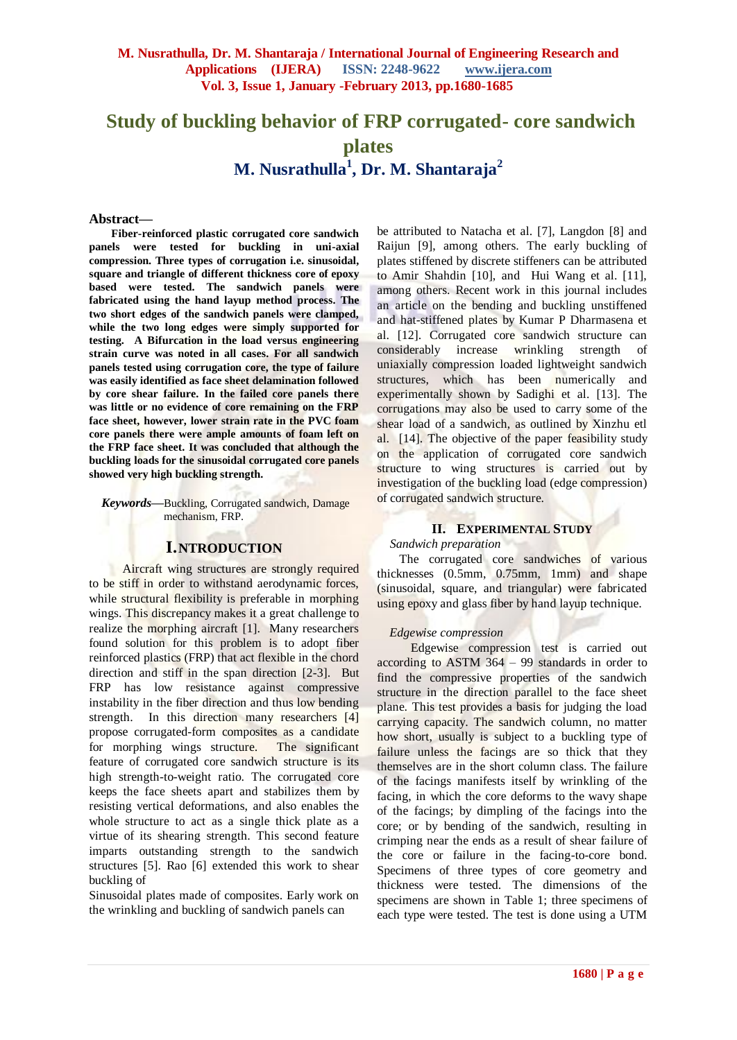# Study of buckling behavior of FRP corrugated- core sandwich plates

## M. Nusrathulla[1], Dr. M. Shantaraja[2]

**Abstract—**

**Fiber-reinforced plastic corrugated core sandwich panels were tested for buckling in uni-axial compression. Three types of corrugation i.e. sinusoidal, square and triangle of different thickness core of epoxy based were tested. The sandwich panels were fabricated using the hand layup method process. The two short edges of the sandwich panels were clamped, while the two long edges were simply supported for testing. A Bifurcation in the load versus engineering strain curve was noted in all cases. For all sandwich panels tested using corrugation core, the type of failure was easily identified as face sheet delamination followed by core shear failure. In the failed core panels there was little or no evidence of core remaining on the FRP face sheet, however, lower strain rate in the PVC foam core panels there were ample amounts of foam left on the FRP face sheet. It was concluded that although the buckling loads for the sinusoidal corrugated core panels showed very high buckling strength.**

***Keywords*—**Buckling, Corrugated sandwich, Damage mechanism, FRP.

## I. NTRODUCTION

Aircraft wing structures are strongly required to be stiff in order to withstand aerodynamic forces, while structural flexibility is preferable in morphing wings. This discrepancy makes it a great challenge to realize the morphing aircraft [1]. Many researchers found solution for this problem is to adopt fiber reinforced plastics (FRP) that act flexible in the chord direction and stiff in the span direction [2-3]. But FRP has low resistance against compressive instability in the fiber direction and thus low bending strength. In this direction many researchers [4] propose corrugated-form composites as a candidate for morphing wings structure. The significant feature of corrugated core sandwich structure is its high strength-to-weight ratio. The corrugated core keeps the face sheets apart and stabilizes them by resisting vertical deformations, and also enables the whole structure to act as a single thick plate as a virtue of its shearing strength. This second feature imparts outstanding strength to the sandwich structures [5]. Rao [6] extended this work to shear buckling of Sinusoidal plates made of composites. Early work on the wrinkling and buckling of sandwich panels can be attributed to Natacha et al. [7], Langdon [8] and Raijun [9], among others. The early buckling of plates stiffened by discrete stiffeners can be attributed to Amir Shahdin [10], and Hui Wang et al. [11], among others. Recent work in this journal includes an article on the bending and buckling unstiffened and hat-stiffened plates by Kumar P Dharmasena et al. [12]. Corrugated core sandwich structure can considerably increase wrinkling strength of uniaxially compression loaded lightweight sandwich structures, which has been numerically and experimentally shown by Sadighi et al. [13]. The corrugations may also be used to carry some of the shear load of a sandwich, as outlined by Xinzhu etl al. [14]. The objective of the paper feasibility study on the application of corrugated core sandwich structure to wing structures is carried out by investigation of the buckling load (edge compression) of corrugated sandwich structure.

## II. Experimental Study

*Sandwich preparation*

The corrugated core sandwiches of various thicknesses (0.5mm, 0.75mm, 1mm) and shape (sinusoidal, square, and triangular) were fabricated using epoxy and glass fiber by hand layup technique.

*Edgewise compression*

Edgewise compression test is carried out according to ASTM 364 – 99 standards in order to find the compressive properties of the sandwich structure in the direction parallel to the face sheet plane. This test provides a basis for judging the load carrying capacity. The sandwich column, no matter how short, usually is subject to a buckling type of failure unless the facings are so thick that they themselves are in the short column class. The failure of the facings manifests itself by wrinkling of the facing, in which the core deforms to the wavy shape of the facings; by dimpling of the facings into the core; or by bending of the sandwich, resulting in crimping near the ends as a result of shear failure of the core or failure in the facing-to-core bond. Specimens of three types of core geometry and thickness were tested. The dimensions of the specimens are shown in Table 1; three specimens of each type were tested. The test is done using a UTM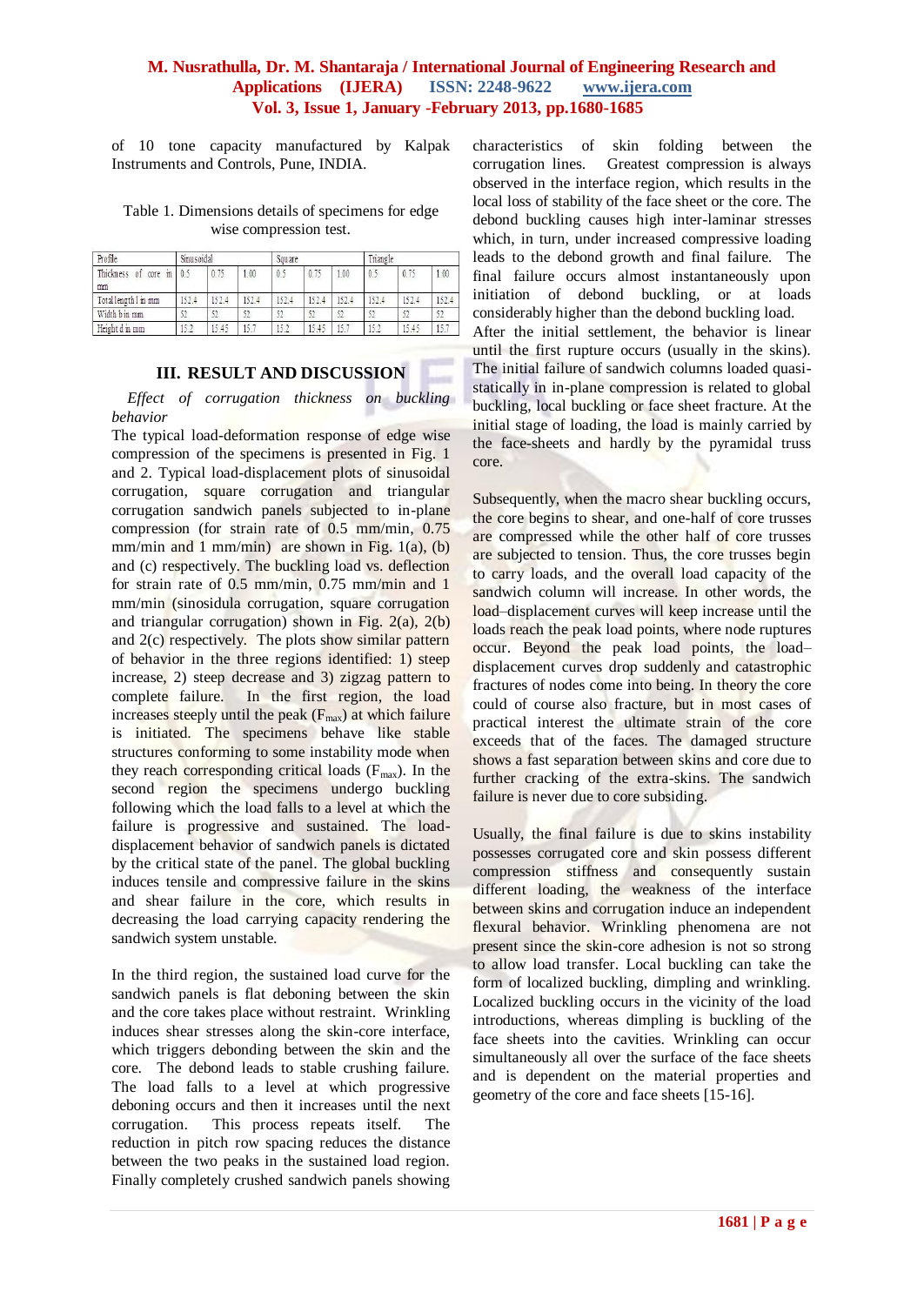of 10 tone capacity manufactured by Kalpak Instruments and Controls, Pune, INDIA.

Table 1. Dimensions details of specimens for edge wise compression test.

| Profile | Sinusoidal | | | Square | | | Triangle | | |
|---|---|---|---|---|---|---|---|---|---|
| Thickness of core in mm | 0.5 | 0.75 | 1.00 | 0.5 | 0.75 | 1.00 | 0.5 | 0.75 | 1.00 |
| Total length l in mm | 152.4 | 152.4 | 152.4 | 152.4 | 152.4 | 152.4 | 152.4 | 152.4 | 152.4 |
| Width b in mm | 52 | 52 | 52 | 52 | 52 | 52 | 52 | 52 | 52 |
| Height d in mm | 15.2 | 15.45 | 15.7 | 15.2 | 15.45 | 15.7 | 15.2 | 15.45 | 15.7 |

## III. RESULT AND DISCUSSION

*Effect of corrugation thickness on buckling behavior*

The typical load-deformation response of edge wise compression of the specimens is presented in Fig. 1 and 2. Typical load-displacement plots of sinusoidal corrugation, square corrugation and triangular corrugation sandwich panels subjected to in-plane compression (for strain rate of 0.5 mm/min, 0.75 mm/min and 1 mm/min) are shown in Fig. 1(a), (b) and (c) respectively. The buckling load vs. deflection for strain rate of 0.5 mm/min, 0.75 mm/min and 1 mm/min (sinosidula corrugation, square corrugation and triangular corrugation) shown in Fig. 2(a), 2(b) and 2(c) respectively. The plots show similar pattern of behavior in the three regions identified: 1) steep increase, 2) steep decrease and 3) zigzag pattern to complete failure. In the first region, the load increases steeply until the peak ($F_{max}$) at which failure is initiated. The specimens behave like stable structures conforming to some instability mode when they reach corresponding critical loads ($F_{max}$). In the second region the specimens undergo buckling following which the load falls to a level at which the failure is progressive and sustained. The load-displacement behavior of sandwich panels is dictated by the critical state of the panel. The global buckling induces tensile and compressive failure in the skins and shear failure in the core, which results in decreasing the load carrying capacity rendering the sandwich system unstable.

In the third region, the sustained load curve for the sandwich panels is flat deboning between the skin and the core takes place without restraint. Wrinkling induces shear stresses along the skin-core interface, which triggers debonding between the skin and the core. The debond leads to stable crushing failure. The load falls to a level at which progressive deboning occurs and then it increases until the next corrugation. This process repeats itself. The reduction in pitch row spacing reduces the distance between the two peaks in the sustained load region. Finally completely crushed sandwich panels showing characteristics of skin folding between the corrugation lines. Greatest compression is always observed in the interface region, which results in the local loss of stability of the face sheet or the core. The debond buckling causes high inter-laminar stresses which, in turn, under increased compressive loading leads to the debond growth and final failure. The final failure occurs almost instantaneously upon initiation of debond buckling, or at loads considerably higher than the debond buckling load.

After the initial settlement, the behavior is linear until the first rupture occurs (usually in the skins). The initial failure of sandwich columns loaded quasi-statically in in-plane compression is related to global buckling, local buckling or face sheet fracture. At the initial stage of loading, the load is mainly carried by the face-sheets and hardly by the pyramidal truss core.

Subsequently, when the macro shear buckling occurs, the core begins to shear, and one-half of core trusses are compressed while the other half of core trusses are subjected to tension. Thus, the core trusses begin to carry loads, and the overall load capacity of the sandwich column will increase. In other words, the load–displacement curves will keep increase until the loads reach the peak load points, where node ruptures occur. Beyond the peak load points, the load–displacement curves drop suddenly and catastrophic fractures of nodes come into being. In theory the core could of course also fracture, but in most cases of practical interest the ultimate strain of the core exceeds that of the faces. The damaged structure shows a fast separation between skins and core due to further cracking of the extra-skins. The sandwich failure is never due to core subsiding.

Usually, the final failure is due to skins instability possesses corrugated core and skin possess different compression stiffness and consequently sustain different loading, the weakness of the interface between skins and corrugation induce an independent flexural behavior. Wrinkling phenomena are not present since the skin-core adhesion is not so strong to allow load transfer. Local buckling can take the form of localized buckling, dimpling and wrinkling. Localized buckling occurs in the vicinity of the load introductions, whereas dimpling is buckling of the face sheets into the cavities. Wrinkling can occur simultaneously all over the surface of the face sheets and is dependent on the material properties and geometry of the core and face sheets [15-16].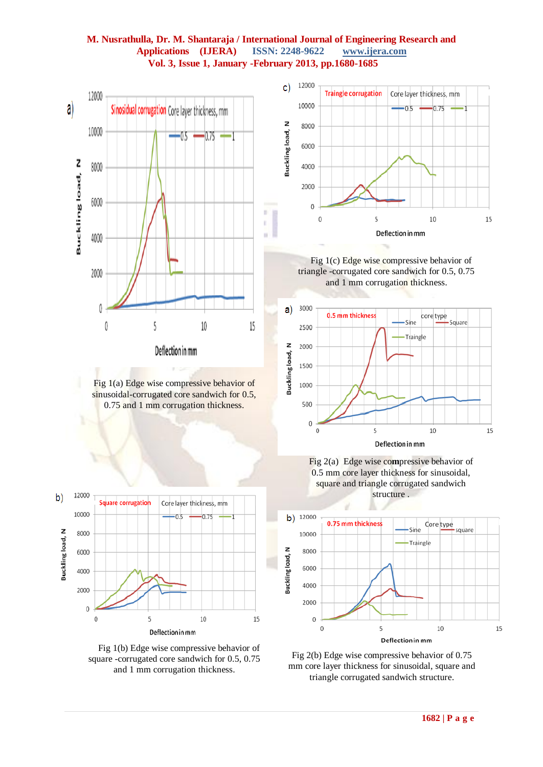Fig 1(a) Edge wise compressive behavior of sinusoidal-corrugated core sandwich for 0.5, 0.75 and 1 mm corrugation thickness.

Fig 1(b) Edge wise compressive behavior of square -corrugated core sandwich for 0.5, 0.75 and 1 mm corrugation thickness.

Fig 1(c) Edge wise compressive behavior of triangle -corrugated core sandwich for 0.5, 0.75 and 1 mm corrugation thickness.

Fig 2(a) Edge wise compressive behavior of 0.5 mm core layer thickness for sinusoidal, square and triangle corrugated sandwich structure .

Fig 2(b) Edge wise compressive behavior of 0.75 mm core layer thickness for sinusoidal, square and triangle corrugated sandwich structure.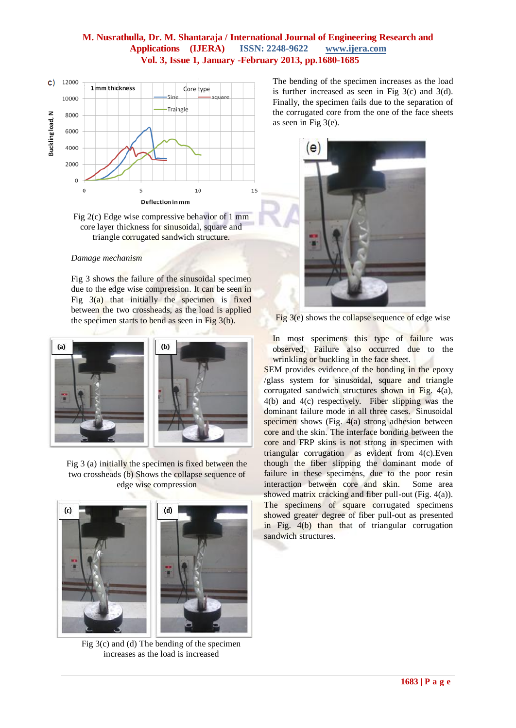Fig 2(c) Edge wise compressive behavior of 1 mm core layer thickness for sinusoidal, square and triangle corrugated sandwich structure.

*Damage mechanism*

Fig 3 shows the failure of the sinusoidal specimen due to the edge wise compression. It can be seen in Fig 3(a) that initially the specimen is fixed between the two crossheads, as the load is applied the specimen starts to bend as seen in Fig 3(b).

Fig 3 (a) initially the specimen is fixed between the two crossheads (b) Shows the collapse sequence of edge wise compression

Fig 3(c) and (d) The bending of the specimen increases as the load is increased

The bending of the specimen increases as the load is further increased as seen in Fig 3(c) and 3(d). Finally, the specimen fails due to the separation of the corrugated core from the one of the face sheets as seen in Fig 3(e).

Fig 3(e) shows the collapse sequence of edge wise

In most specimens this type of failure was observed, Failure also occurred due to the wrinkling or buckling in the face sheet.

SEM provides evidence of the bonding in the epoxy /glass system for sinusoidal, square and triangle corrugated sandwich structures shown in Fig. 4(a), 4(b) and 4(c) respectively. Fiber slipping was the dominant failure mode in all three cases. Sinusoidal specimen shows (Fig. 4(a) strong adhesion between core and the skin. The interface bonding between the core and FRP skins is not strong in specimen with triangular corrugation as evident from 4(c).Even though the fiber slipping the dominant mode of failure in these specimens, due to the poor resin interaction between core and skin. Some area showed matrix cracking and fiber pull-out (Fig. 4(a)). The specimens of square corrugated specimens showed greater degree of fiber pull-out as presented in Fig. 4(b) than that of triangular corrugation sandwich structures.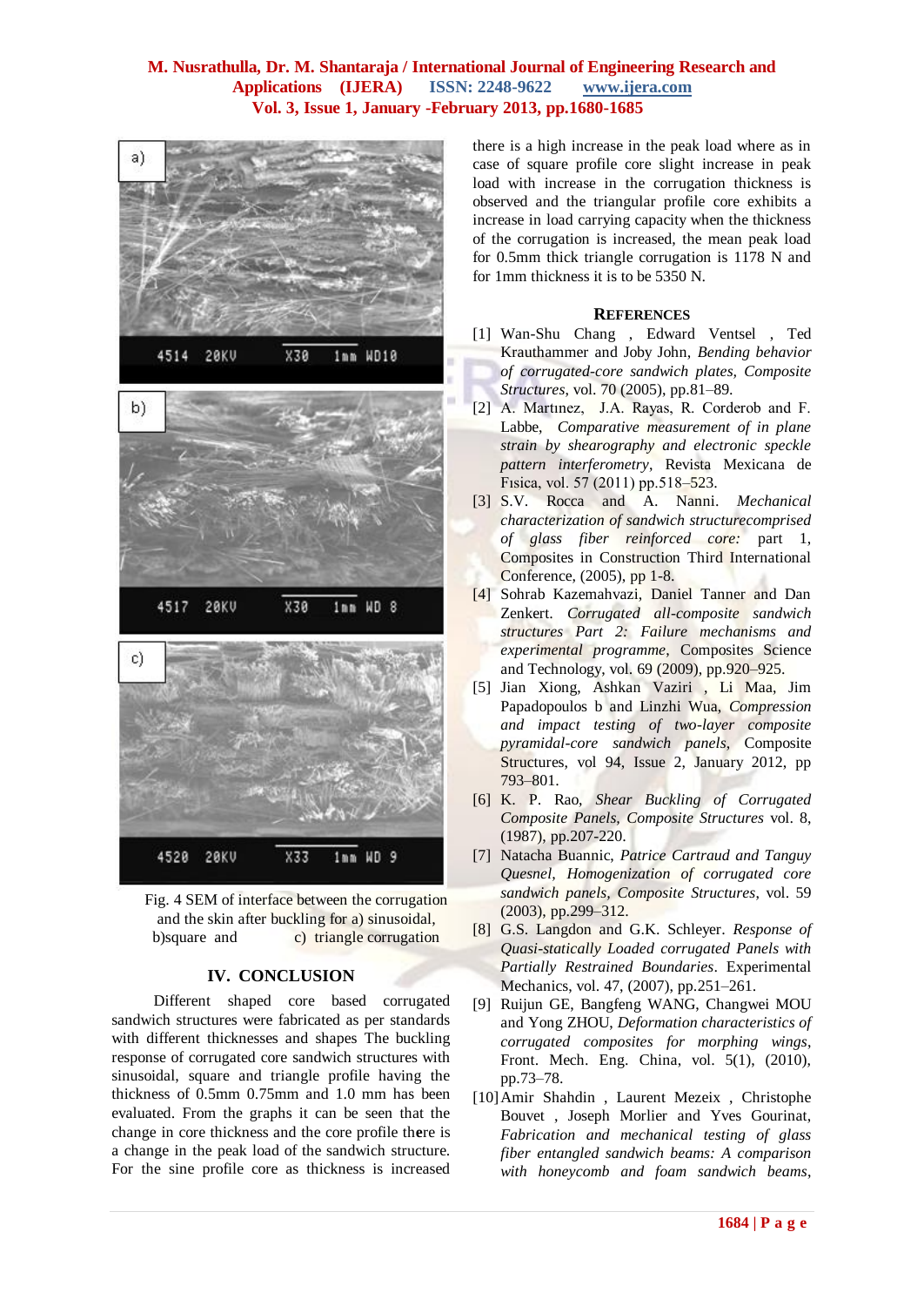Fig. 4 SEM of interface between the corrugation and the skin after buckling for a) sinusoidal, b)square and c) triangle corrugation

## IV. CONCLUSION

Different shaped core based corrugated sandwich structures were fabricated as per standards with different thicknesses and shapes The buckling response of corrugated core sandwich structures with sinusoidal, square and triangle profile having the thickness of 0.5mm 0.75mm and 1.0 mm has been evaluated. From the graphs it can be seen that the change in core thickness and the core profile there is a change in the peak load of the sandwich structure. For the sine profile core as thickness is increased there is a high increase in the peak load where as in case of square profile core slight increase in peak load with increase in the corrugation thickness is observed and the triangular profile core exhibits a increase in load carrying capacity when the thickness of the corrugation is increased, the mean peak load for 0.5mm thick triangle corrugation is 1178 N and for 1mm thickness it is to be 5350 N.

## REFERENCES

[1] Wan-Shu Chang , Edward Ventsel , Ted Krauthammer and Joby John, *Bending behavior of corrugated-core sandwich plates, Composite Structures*, vol. 70 (2005), pp.81–89.

[2] A. Martınez, J.A. Rayas, R. Corderob and F. Labbe, *Comparative measurement of in plane strain by shearography and electronic speckle pattern interferometry*, Revista Mexicana de Fısica, vol. 57 (2011) pp.518–523.

[3] S.V. Rocca and A. Nanni. *Mechanical characterization of sandwich structurecomprised of glass fiber reinforced core:* part 1, Composites in Construction Third International Conference, (2005), pp 1-8.

[4] Sohrab Kazemahvazi, Daniel Tanner and Dan Zenkert. *Corrugated all-composite sandwich structures Part 2: Failure mechanisms and experimental programme*, Composites Science and Technology, vol. 69 (2009), pp.920–925.

[5] Jian Xiong, Ashkan Vaziri , Li Maa, Jim Papadopoulos b and Linzhi Wua, *Compression and impact testing of two-layer composite pyramidal-core sandwich panels*, Composite Structures, vol 94, Issue 2, January 2012, pp 793–801.

[6] K. P. Rao, *Shear Buckling of Corrugated Composite Panels, Composite Structures* vol. 8, (1987), pp.207-220.

[7] Natacha Buannic, *Patrice Cartraud and Tanguy Quesnel, Homogenization of corrugated core sandwich panels, Composite Structures*, vol. 59 (2003), pp.299–312.

[8] G.S. Langdon and G.K. Schleyer. *Response of Quasi-statically Loaded corrugated Panels with Partially Restrained Boundaries*. Experimental Mechanics, vol. 47, (2007), pp.251–261.

[9] Ruijun GE, Bangfeng WANG, Changwei MOU and Yong ZHOU, *Deformation characteristics of corrugated composites for morphing wings*, Front. Mech. Eng. China, vol. 5(1), (2010), pp.73–78.

[10] Amir Shahdin , Laurent Mezeix , Christophe Bouvet , Joseph Morlier and Yves Gourinat, *Fabrication and mechanical testing of glass fiber entangled sandwich beams: A comparison with honeycomb and foam sandwich beams*,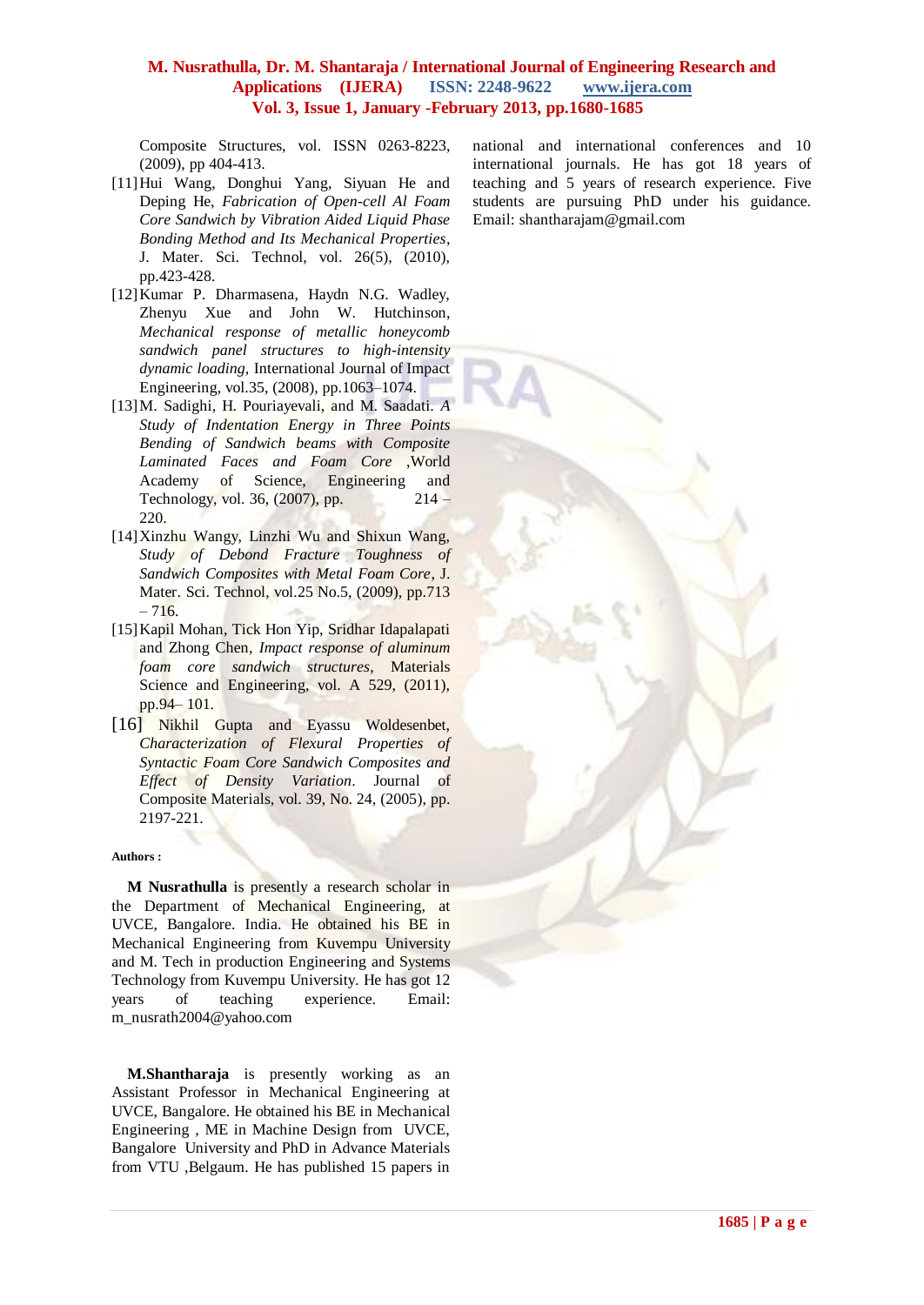Composite Structures, vol. ISSN 0263-8223, (2009), pp 404-413.

[11] Hui Wang, Donghui Yang, Siyuan He and Deping He, *Fabrication of Open-cell Al Foam Core Sandwich by Vibration Aided Liquid Phase Bonding Method and Its Mechanical Properties*, J. Mater. Sci. Technol, vol. 26(5), (2010), pp.423-428.

[12] Kumar P. Dharmasena, Haydn N.G. Wadley, Zhenyu Xue and John W. Hutchinson, *Mechanical response of metallic honeycomb sandwich panel structures to high-intensity dynamic loading,* International Journal of Impact Engineering, vol.35, (2008), pp.1063–1074.

[13] M. Sadighi, H. Pouriayevali, and M. Saadati. *A Study of Indentation Energy in Three Points Bending of Sandwich beams with Composite Laminated Faces and Foam Core* ,World Academy of Science, Engineering and Technology, vol. 36, (2007), pp. 214 – 220.

[14] Xinzhu Wangy, Linzhi Wu and Shixun Wang, *Study of Debond Fracture Toughness of Sandwich Composites with Metal Foam Core*, J. Mater. Sci. Technol, vol.25 No.5, (2009), pp.713 – 716.

[15] Kapil Mohan, Tick Hon Yip, Sridhar Idapalapati and Zhong Chen, *Impact response of aluminum foam core sandwich structures*, Materials Science and Engineering, vol. A 529, (2011), pp.94– 101.

[16] Nikhil Gupta and Eyassu Woldesenbet, *Characterization of Flexural Properties of Syntactic Foam Core Sandwich Composites and Effect of Density Variation*. Journal of Composite Materials, vol. 39, No. 24, (2005), pp. 2197-221.

**Authors :**

**M Nusrathulla** is presently a research scholar in the Department of Mechanical Engineering, at UVCE, Bangalore. India. He obtained his BE in Mechanical Engineering from Kuvempu University and M. Tech in production Engineering and Systems Technology from Kuvempu University. He has got 12 years of teaching experience. Email: m_nusrath2004@yahoo.com

**M.Shantharaja** is presently working as an Assistant Professor in Mechanical Engineering at UVCE, Bangalore. He obtained his BE in Mechanical Engineering , ME in Machine Design from UVCE, Bangalore University and PhD in Advance Materials from VTU ,Belgaum. He has published 15 papers in national and international conferences and 10 international journals. He has got 18 years of teaching and 5 years of research experience. Five students are pursuing PhD under his guidance. Email: shantharajam@gmail.com